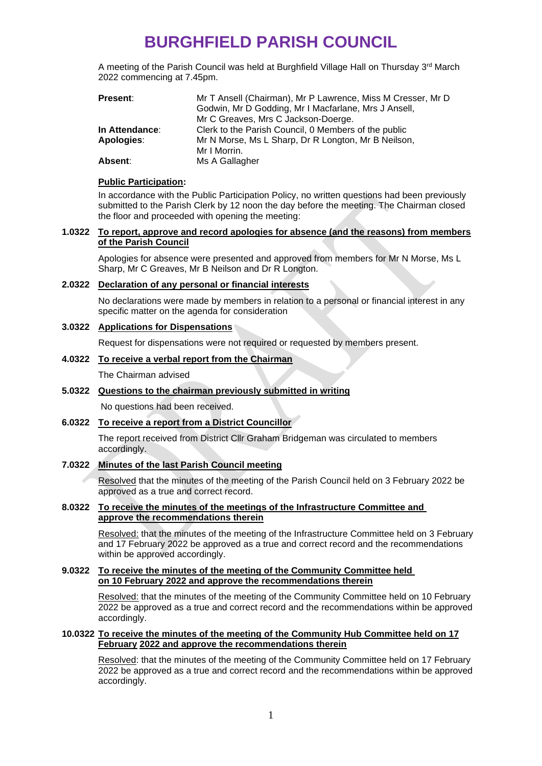# BURGHFIELD PARISH COUNCIL

A meeting of the Parish Council was held at Burghfield Village Hall on Thursday 3rd March 2022 commencing at 7.45pm.

| | |
|---|---|
| **Present**: | Mr T Ansell (Chairman), Mr P Lawrence, Miss M Cresser, Mr D Godwin, Mr D Godding, Mr I Macfarlane, Mrs J Ansell, Mr C Greaves, Mrs C Jackson-Doerge. |
| **In Attendance**: | Clerk to the Parish Council, 0 Members of the public |
| **Apologies**: | Mr N Morse, Ms L Sharp, Dr R Longton, Mr B Neilson, Mr I Morrin. |
| **Absent**: | Ms A Gallagher |

**Public Participation:**

In accordance with the Public Participation Policy, no written questions had been previously submitted to the Parish Clerk by 12 noon the day before the meeting. The Chairman closed the floor and proceeded with opening the meeting:

**1.0322 To report, approve and record apologies for absence (and the reasons) from members of the Parish Council**

Apologies for absence were presented and approved from members for Mr N Morse, Ms L Sharp, Mr C Greaves, Mr B Neilson and Dr R Longton.

**2.0322 Declaration of any personal or financial interests**

No declarations were made by members in relation to a personal or financial interest in any specific matter on the agenda for consideration

**3.0322 Applications for Dispensations**

Request for dispensations were not required or requested by members present.

**4.0322 To receive a verbal report from the Chairman**

The Chairman advised

**5.0322 Questions to the chairman previously submitted in writing**

No questions had been received.

**6.0322 To receive a report from a District Councillor**

The report received from District Cllr Graham Bridgeman was circulated to members accordingly.

**7.0322 Minutes of the last Parish Council meeting**

Resolved that the minutes of the meeting of the Parish Council held on 3 February 2022 be approved as a true and correct record.

**8.0322 To receive the minutes of the meetings of the Infrastructure Committee and approve the recommendations therein**

Resolved: that the minutes of the meeting of the Infrastructure Committee held on 3 February and 17 February 2022 be approved as a true and correct record and the recommendations within be approved accordingly.

**9.0322 To receive the minutes of the meeting of the Community Committee held on 10 February 2022 and approve the recommendations therein**

Resolved: that the minutes of the meeting of the Community Committee held on 10 February 2022 be approved as a true and correct record and the recommendations within be approved accordingly.

**10.0322 To receive the minutes of the meeting of the Community Hub Committee held on 17 February 2022 and approve the recommendations therein**

Resolved: that the minutes of the meeting of the Community Committee held on 17 February 2022 be approved as a true and correct record and the recommendations within be approved accordingly.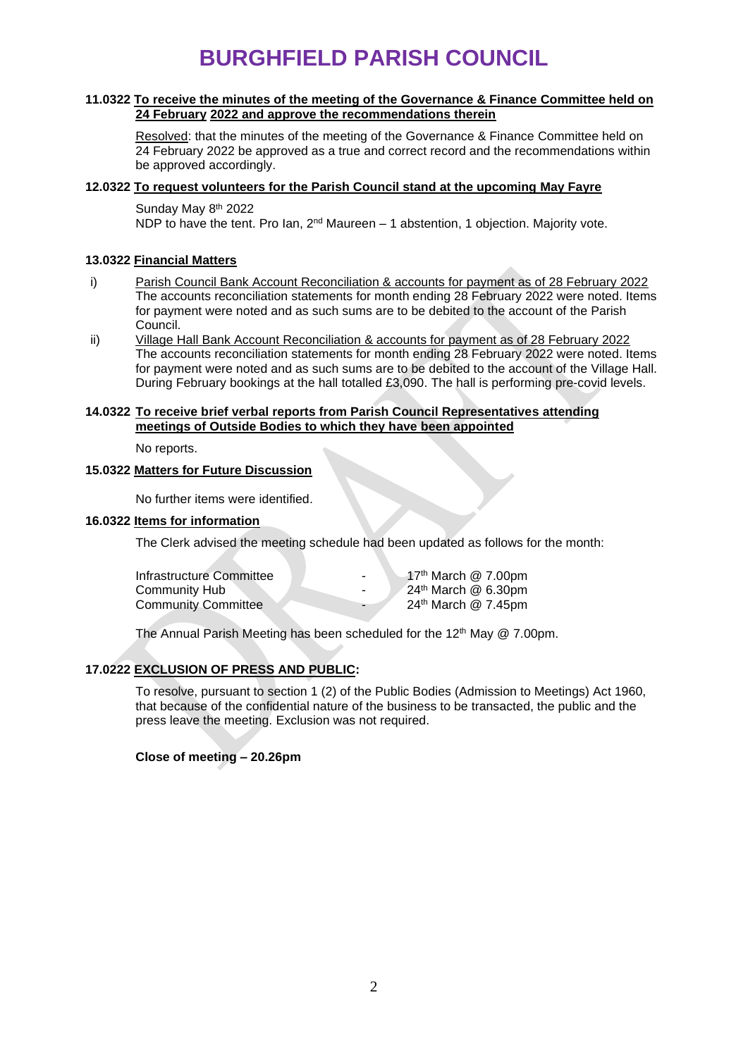# BURGHFIELD PARISH COUNCIL

**11.0322 To receive the minutes of the meeting of the Governance & Finance Committee held on 24 February 2022 and approve the recommendations therein**

Resolved: that the minutes of the meeting of the Governance & Finance Committee held on 24 February 2022 be approved as a true and correct record and the recommendations within be approved accordingly.

**12.0322 To request volunteers for the Parish Council stand at the upcoming May Fayre**

Sunday May 8th 2022
NDP to have the tent. Pro Ian, 2nd Maureen – 1 abstention, 1 objection. Majority vote.

**13.0322 Financial Matters**

i) Parish Council Bank Account Reconciliation & accounts for payment as of 28 February 2022
The accounts reconciliation statements for month ending 28 February 2022 were noted. Items for payment were noted and as such sums are to be debited to the account of the Parish Council.

ii) Village Hall Bank Account Reconciliation & accounts for payment as of 28 February 2022
The accounts reconciliation statements for month ending 28 February 2022 were noted. Items for payment were noted and as such sums are to be debited to the account of the Village Hall. During February bookings at the hall totalled £3,090. The hall is performing pre-covid levels.

**14.0322 To receive brief verbal reports from Parish Council Representatives attending meetings of Outside Bodies to which they have been appointed**

No reports.

**15.0322 Matters for Future Discussion**

No further items were identified.

**16.0322 Items for information**

The Clerk advised the meeting schedule had been updated as follows for the month:

| | | |
|---|---|---|
| Infrastructure Committee | - | 17th March @ 7.00pm |
| Community Hub | - | 24th March @ 6.30pm |
| Community Committee | - | 24th March @ 7.45pm |

The Annual Parish Meeting has been scheduled for the 12th May @ 7.00pm.

**17.0222 EXCLUSION OF PRESS AND PUBLIC:**

To resolve, pursuant to section 1 (2) of the Public Bodies (Admission to Meetings) Act 1960, that because of the confidential nature of the business to be transacted, the public and the press leave the meeting. Exclusion was not required.

**Close of meeting – 20.26pm**